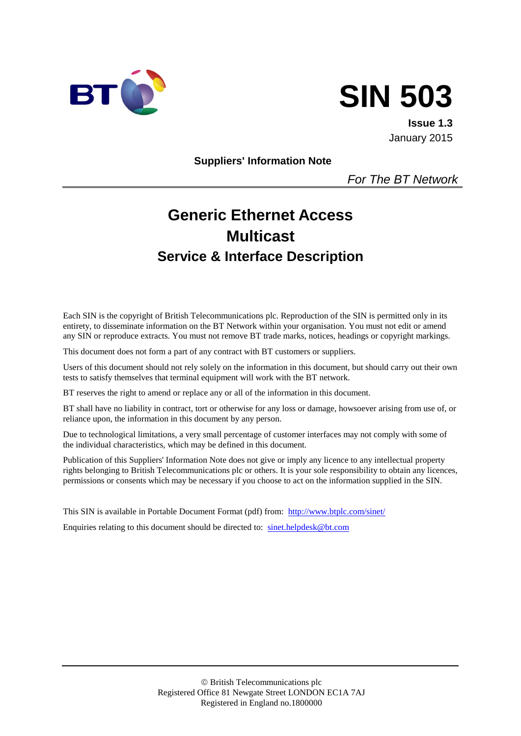BT

# SIN 503

**Issue 1.3**
January 2015

**Suppliers' Information Note**

*For The BT Network*

# Generic Ethernet Access
# Multicast
## Service & Interface Description

Each SIN is the copyright of British Telecommunications plc. Reproduction of the SIN is permitted only in its entirety, to disseminate information on the BT Network within your organisation. You must not edit or amend any SIN or reproduce extracts. You must not remove BT trade marks, notices, headings or copyright markings.

This document does not form a part of any contract with BT customers or suppliers.

Users of this document should not rely solely on the information in this document, but should carry out their own tests to satisfy themselves that terminal equipment will work with the BT network.

BT reserves the right to amend or replace any or all of the information in this document.

BT shall have no liability in contract, tort or otherwise for any loss or damage, howsoever arising from use of, or reliance upon, the information in this document by any person.

Due to technological limitations, a very small percentage of customer interfaces may not comply with some of the individual characteristics, which may be defined in this document.

Publication of this Suppliers' Information Note does not give or imply any licence to any intellectual property rights belonging to British Telecommunications plc or others. It is your sole responsibility to obtain any licences, permissions or consents which may be necessary if you choose to act on the information supplied in the SIN.

This SIN is available in Portable Document Format (pdf) from: http://www.btplc.com/sinet/

Enquiries relating to this document should be directed to: sinet.helpdesk@bt.com

© British Telecommunications plc
Registered Office 81 Newgate Street LONDON EC1A 7AJ
Registered in England no.1800000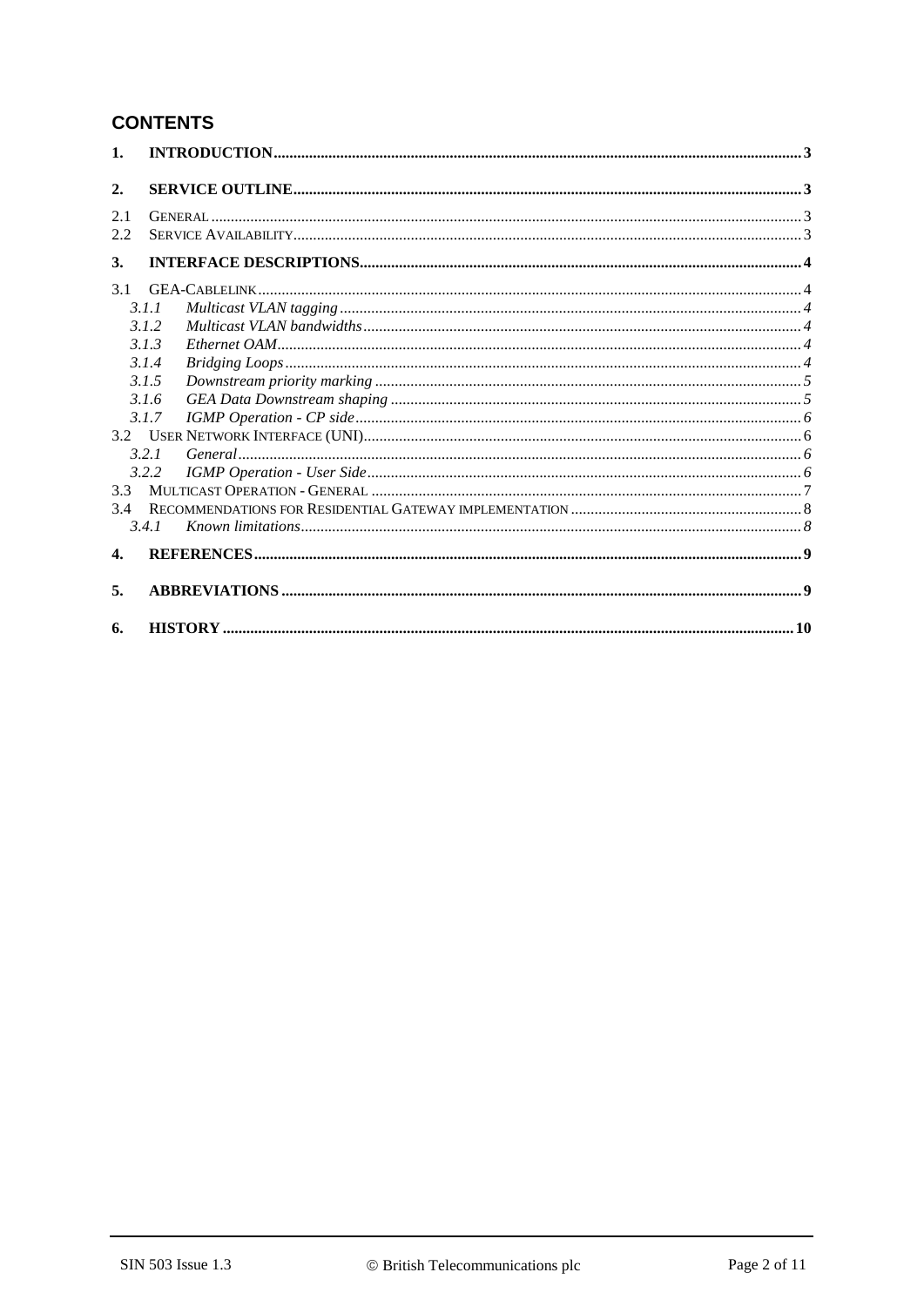## CONTENTS

1. **INTRODUCTION** .......... 3

2. **SERVICE OUTLINE** .......... 3

2.1 GENERAL .......... 3
2.2 SERVICE AVAILABILITY .......... 3

3. **INTERFACE DESCRIPTIONS** .......... 4

3.1 GEA-CABLELINK .......... 4
  *3.1.1 Multicast VLAN tagging* .......... 4
  *3.1.2 Multicast VLAN bandwidths* .......... 4
  *3.1.3 Ethernet OAM* .......... 4
  *3.1.4 Bridging Loops* .......... 4
  *3.1.5 Downstream priority marking* .......... 5
  *3.1.6 GEA Data Downstream shaping* .......... 5
  *3.1.7 IGMP Operation - CP side* .......... 6
3.2 USER NETWORK INTERFACE (UNI) .......... 6
  *3.2.1 General* .......... 6
  *3.2.2 IGMP Operation - User Side* .......... 6
3.3 MULTICAST OPERATION - GENERAL .......... 7
3.4 RECOMMENDATIONS FOR RESIDENTIAL GATEWAY IMPLEMENTATION .......... 8
  *3.4.1 Known limitations* .......... 8

4. **REFERENCES** .......... 9

5. **ABBREVIATIONS** .......... 9

6. **HISTORY** .......... 10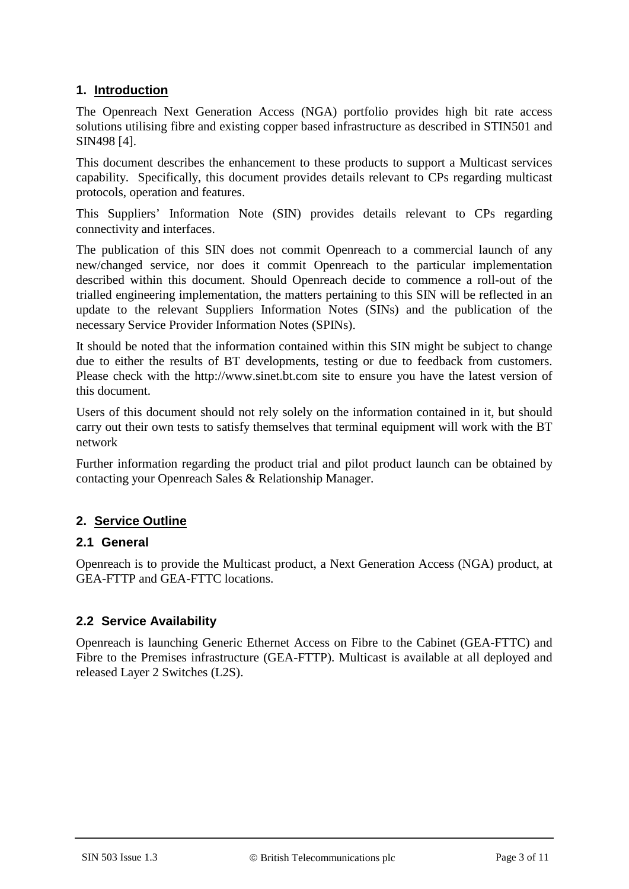## 1. Introduction

The Openreach Next Generation Access (NGA) portfolio provides high bit rate access solutions utilising fibre and existing copper based infrastructure as described in STIN501 and SIN498 [4].

This document describes the enhancement to these products to support a Multicast services capability. Specifically, this document provides details relevant to CPs regarding multicast protocols, operation and features.

This Suppliers' Information Note (SIN) provides details relevant to CPs regarding connectivity and interfaces.

The publication of this SIN does not commit Openreach to a commercial launch of any new/changed service, nor does it commit Openreach to the particular implementation described within this document. Should Openreach decide to commence a roll-out of the trialled engineering implementation, the matters pertaining to this SIN will be reflected in an update to the relevant Suppliers Information Notes (SINs) and the publication of the necessary Service Provider Information Notes (SPINs).

It should be noted that the information contained within this SIN might be subject to change due to either the results of BT developments, testing or due to feedback from customers. Please check with the http://www.sinet.bt.com site to ensure you have the latest version of this document.

Users of this document should not rely solely on the information contained in it, but should carry out their own tests to satisfy themselves that terminal equipment will work with the BT network

Further information regarding the product trial and pilot product launch can be obtained by contacting your Openreach Sales & Relationship Manager.

## 2. Service Outline

### 2.1 General

Openreach is to provide the Multicast product, a Next Generation Access (NGA) product, at GEA-FTTP and GEA-FTTC locations.

### 2.2 Service Availability

Openreach is launching Generic Ethernet Access on Fibre to the Cabinet (GEA-FTTC) and Fibre to the Premises infrastructure (GEA-FTTP). Multicast is available at all deployed and released Layer 2 Switches (L2S).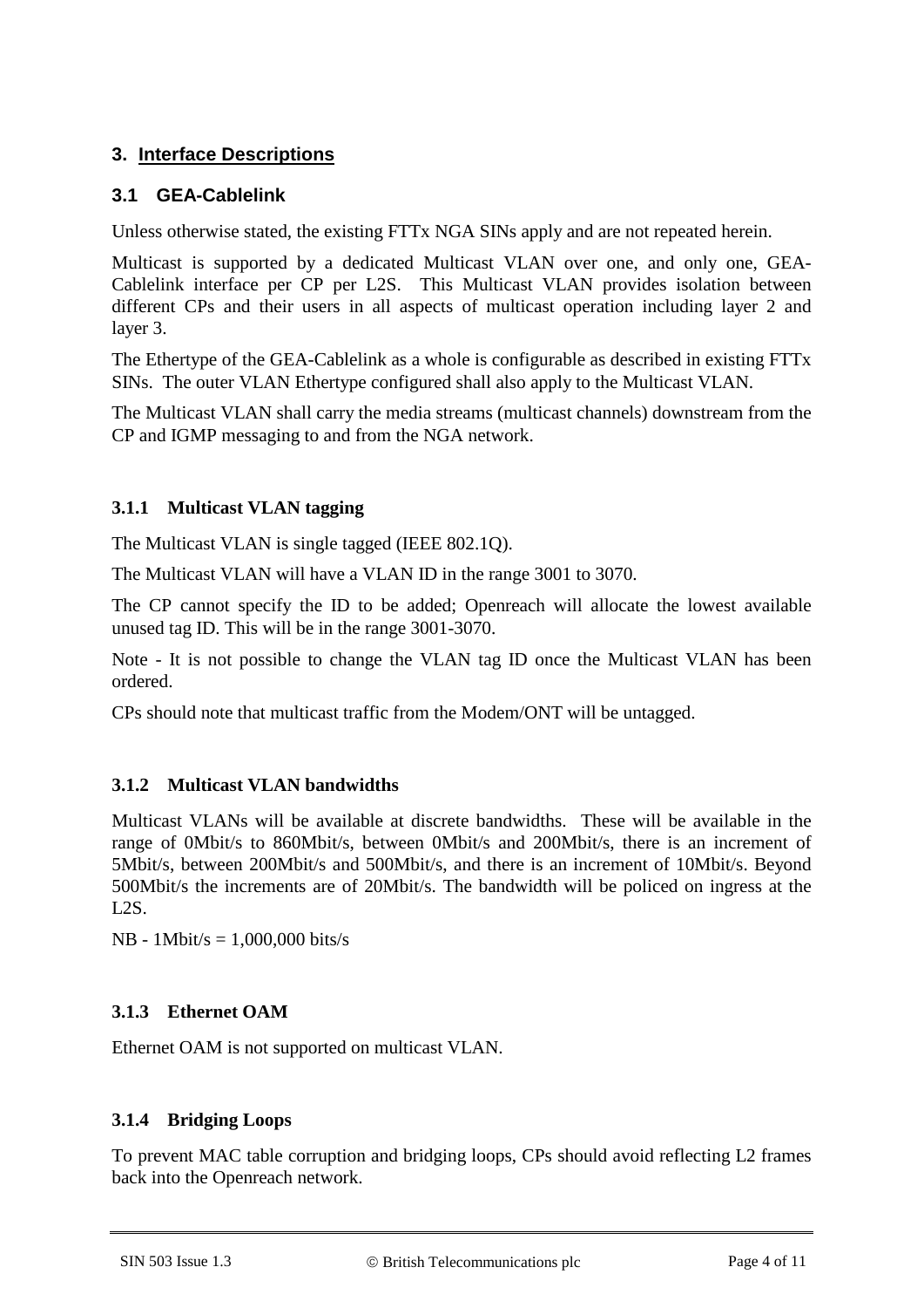# 3. Interface Descriptions

## 3.1 GEA-Cablelink

Unless otherwise stated, the existing FTTx NGA SINs apply and are not repeated herein.

Multicast is supported by a dedicated Multicast VLAN over one, and only one, GEA-Cablelink interface per CP per L2S. This Multicast VLAN provides isolation between different CPs and their users in all aspects of multicast operation including layer 2 and layer 3.

The Ethertype of the GEA-Cablelink as a whole is configurable as described in existing FTTx SINs. The outer VLAN Ethertype configured shall also apply to the Multicast VLAN.

The Multicast VLAN shall carry the media streams (multicast channels) downstream from the CP and IGMP messaging to and from the NGA network.

### 3.1.1 Multicast VLAN tagging

The Multicast VLAN is single tagged (IEEE 802.1Q).

The Multicast VLAN will have a VLAN ID in the range 3001 to 3070.

The CP cannot specify the ID to be added; Openreach will allocate the lowest available unused tag ID. This will be in the range 3001-3070.

Note - It is not possible to change the VLAN tag ID once the Multicast VLAN has been ordered.

CPs should note that multicast traffic from the Modem/ONT will be untagged.

### 3.1.2 Multicast VLAN bandwidths

Multicast VLANs will be available at discrete bandwidths. These will be available in the range of 0Mbit/s to 860Mbit/s, between 0Mbit/s and 200Mbit/s, there is an increment of 5Mbit/s, between 200Mbit/s and 500Mbit/s, and there is an increment of 10Mbit/s. Beyond 500Mbit/s the increments are of 20Mbit/s. The bandwidth will be policed on ingress at the L2S.

NB - 1Mbit/s = 1,000,000 bits/s

### 3.1.3 Ethernet OAM

Ethernet OAM is not supported on multicast VLAN.

### 3.1.4 Bridging Loops

To prevent MAC table corruption and bridging loops, CPs should avoid reflecting L2 frames back into the Openreach network.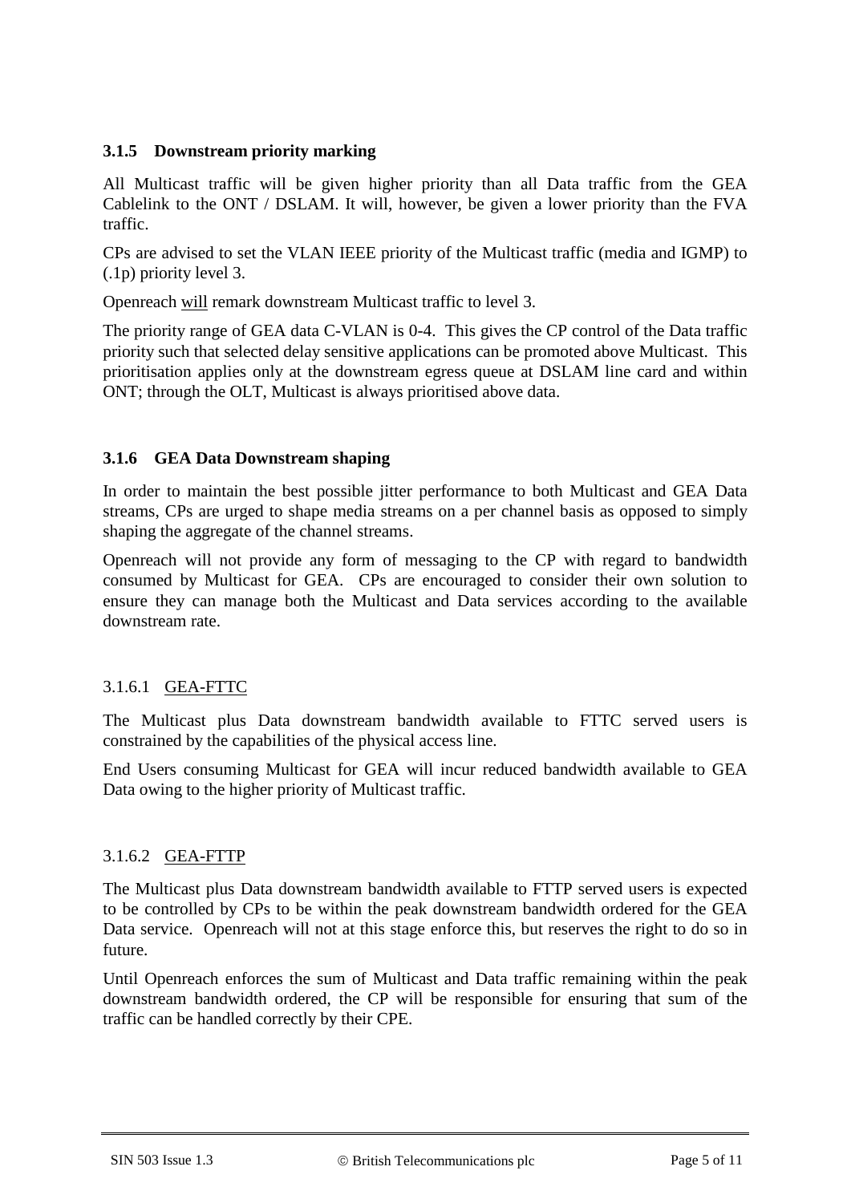### 3.1.5 Downstream priority marking

All Multicast traffic will be given higher priority than all Data traffic from the GEA Cablelink to the ONT / DSLAM. It will, however, be given a lower priority than the FVA traffic.

CPs are advised to set the VLAN IEEE priority of the Multicast traffic (media and IGMP) to (.1p) priority level 3.

Openreach <u>will</u> remark downstream Multicast traffic to level 3.

The priority range of GEA data C-VLAN is 0-4. This gives the CP control of the Data traffic priority such that selected delay sensitive applications can be promoted above Multicast. This prioritisation applies only at the downstream egress queue at DSLAM line card and within ONT; through the OLT, Multicast is always prioritised above data.

### 3.1.6 GEA Data Downstream shaping

In order to maintain the best possible jitter performance to both Multicast and GEA Data streams, CPs are urged to shape media streams on a per channel basis as opposed to simply shaping the aggregate of the channel streams.

Openreach will not provide any form of messaging to the CP with regard to bandwidth consumed by Multicast for GEA. CPs are encouraged to consider their own solution to ensure they can manage both the Multicast and Data services according to the available downstream rate.

#### 3.1.6.1 <u>GEA-FTTC</u>

The Multicast plus Data downstream bandwidth available to FTTC served users is constrained by the capabilities of the physical access line.

End Users consuming Multicast for GEA will incur reduced bandwidth available to GEA Data owing to the higher priority of Multicast traffic.

#### 3.1.6.2 <u>GEA-FTTP</u>

The Multicast plus Data downstream bandwidth available to FTTP served users is expected to be controlled by CPs to be within the peak downstream bandwidth ordered for the GEA Data service. Openreach will not at this stage enforce this, but reserves the right to do so in future.

Until Openreach enforces the sum of Multicast and Data traffic remaining within the peak downstream bandwidth ordered, the CP will be responsible for ensuring that sum of the traffic can be handled correctly by their CPE.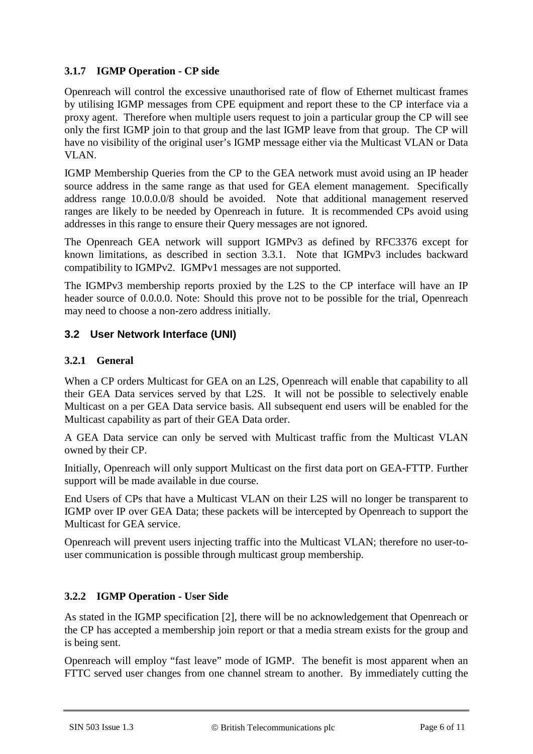### 3.1.7 IGMP Operation - CP side

Openreach will control the excessive unauthorised rate of flow of Ethernet multicast frames by utilising IGMP messages from CPE equipment and report these to the CP interface via a proxy agent. Therefore when multiple users request to join a particular group the CP will see only the first IGMP join to that group and the last IGMP leave from that group. The CP will have no visibility of the original user's IGMP message either via the Multicast VLAN or Data VLAN.

IGMP Membership Queries from the CP to the GEA network must avoid using an IP header source address in the same range as that used for GEA element management. Specifically address range 10.0.0.0/8 should be avoided. Note that additional management reserved ranges are likely to be needed by Openreach in future. It is recommended CPs avoid using addresses in this range to ensure their Query messages are not ignored.

The Openreach GEA network will support IGMPv3 as defined by RFC3376 except for known limitations, as described in section 3.3.1. Note that IGMPv3 includes backward compatibility to IGMPv2. IGMPv1 messages are not supported.

The IGMPv3 membership reports proxied by the L2S to the CP interface will have an IP header source of 0.0.0.0. Note: Should this prove not to be possible for the trial, Openreach may need to choose a non-zero address initially.

## 3.2 User Network Interface (UNI)

### 3.2.1 General

When a CP orders Multicast for GEA on an L2S, Openreach will enable that capability to all their GEA Data services served by that L2S. It will not be possible to selectively enable Multicast on a per GEA Data service basis. All subsequent end users will be enabled for the Multicast capability as part of their GEA Data order.

A GEA Data service can only be served with Multicast traffic from the Multicast VLAN owned by their CP.

Initially, Openreach will only support Multicast on the first data port on GEA-FTTP. Further support will be made available in due course.

End Users of CPs that have a Multicast VLAN on their L2S will no longer be transparent to IGMP over IP over GEA Data; these packets will be intercepted by Openreach to support the Multicast for GEA service.

Openreach will prevent users injecting traffic into the Multicast VLAN; therefore no user-to-user communication is possible through multicast group membership.

### 3.2.2 IGMP Operation - User Side

As stated in the IGMP specification [2], there will be no acknowledgement that Openreach or the CP has accepted a membership join report or that a media stream exists for the group and is being sent.

Openreach will employ "fast leave" mode of IGMP. The benefit is most apparent when an FTTC served user changes from one channel stream to another. By immediately cutting the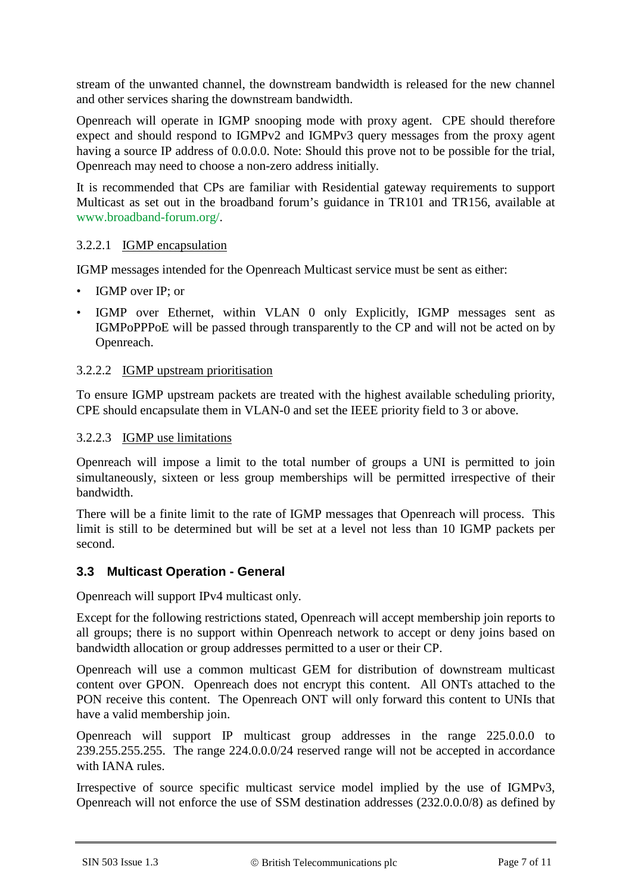stream of the unwanted channel, the downstream bandwidth is released for the new channel and other services sharing the downstream bandwidth.

Openreach will operate in IGMP snooping mode with proxy agent. CPE should therefore expect and should respond to IGMPv2 and IGMPv3 query messages from the proxy agent having a source IP address of 0.0.0.0. Note: Should this prove not to be possible for the trial, Openreach may need to choose a non-zero address initially.

It is recommended that CPs are familiar with Residential gateway requirements to support Multicast as set out in the broadband forum's guidance in TR101 and TR156, available at www.broadband-forum.org/.

#### 3.2.2.1 IGMP encapsulation

IGMP messages intended for the Openreach Multicast service must be sent as either:

- IGMP over IP; or
- IGMP over Ethernet, within VLAN 0 only Explicitly, IGMP messages sent as IGMPoPPPoE will be passed through transparently to the CP and will not be acted on by Openreach.

#### 3.2.2.2 IGMP upstream prioritisation

To ensure IGMP upstream packets are treated with the highest available scheduling priority, CPE should encapsulate them in VLAN-0 and set the IEEE priority field to 3 or above.

#### 3.2.2.3 IGMP use limitations

Openreach will impose a limit to the total number of groups a UNI is permitted to join simultaneously, sixteen or less group memberships will be permitted irrespective of their bandwidth.

There will be a finite limit to the rate of IGMP messages that Openreach will process. This limit is still to be determined but will be set at a level not less than 10 IGMP packets per second.

## 3.3 Multicast Operation - General

Openreach will support IPv4 multicast only.

Except for the following restrictions stated, Openreach will accept membership join reports to all groups; there is no support within Openreach network to accept or deny joins based on bandwidth allocation or group addresses permitted to a user or their CP.

Openreach will use a common multicast GEM for distribution of downstream multicast content over GPON. Openreach does not encrypt this content. All ONTs attached to the PON receive this content. The Openreach ONT will only forward this content to UNIs that have a valid membership join.

Openreach will support IP multicast group addresses in the range 225.0.0.0 to 239.255.255.255. The range 224.0.0.0/24 reserved range will not be accepted in accordance with IANA rules.

Irrespective of source specific multicast service model implied by the use of IGMPv3, Openreach will not enforce the use of SSM destination addresses (232.0.0.0/8) as defined by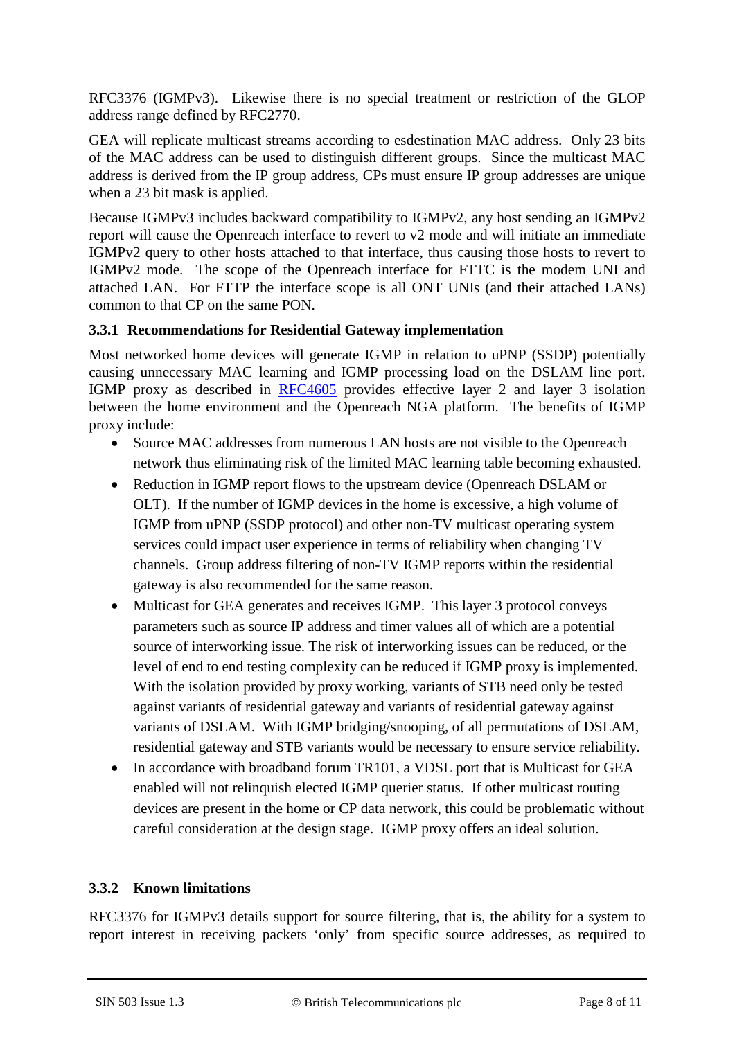RFC3376 (IGMPv3). Likewise there is no special treatment or restriction of the GLOP address range defined by RFC2770.

GEA will replicate multicast streams according to esdestination MAC address. Only 23 bits of the MAC address can be used to distinguish different groups. Since the multicast MAC address is derived from the IP group address, CPs must ensure IP group addresses are unique when a 23 bit mask is applied.

Because IGMPv3 includes backward compatibility to IGMPv2, any host sending an IGMPv2 report will cause the Openreach interface to revert to v2 mode and will initiate an immediate IGMPv2 query to other hosts attached to that interface, thus causing those hosts to revert to IGMPv2 mode. The scope of the Openreach interface for FTTC is the modem UNI and attached LAN. For FTTP the interface scope is all ONT UNIs (and their attached LANs) common to that CP on the same PON.

### 3.3.1 Recommendations for Residential Gateway implementation

Most networked home devices will generate IGMP in relation to uPNP (SSDP) potentially causing unnecessary MAC learning and IGMP processing load on the DSLAM line port. IGMP proxy as described in RFC4605 provides effective layer 2 and layer 3 isolation between the home environment and the Openreach NGA platform. The benefits of IGMP proxy include:

- Source MAC addresses from numerous LAN hosts are not visible to the Openreach network thus eliminating risk of the limited MAC learning table becoming exhausted.
- Reduction in IGMP report flows to the upstream device (Openreach DSLAM or OLT). If the number of IGMP devices in the home is excessive, a high volume of IGMP from uPNP (SSDP protocol) and other non-TV multicast operating system services could impact user experience in terms of reliability when changing TV channels. Group address filtering of non-TV IGMP reports within the residential gateway is also recommended for the same reason.
- Multicast for GEA generates and receives IGMP. This layer 3 protocol conveys parameters such as source IP address and timer values all of which are a potential source of interworking issue. The risk of interworking issues can be reduced, or the level of end to end testing complexity can be reduced if IGMP proxy is implemented. With the isolation provided by proxy working, variants of STB need only be tested against variants of residential gateway and variants of residential gateway against variants of DSLAM. With IGMP bridging/snooping, of all permutations of DSLAM, residential gateway and STB variants would be necessary to ensure service reliability.
- In accordance with broadband forum TR101, a VDSL port that is Multicast for GEA enabled will not relinquish elected IGMP querier status. If other multicast routing devices are present in the home or CP data network, this could be problematic without careful consideration at the design stage. IGMP proxy offers an ideal solution.

### 3.3.2 Known limitations

RFC3376 for IGMPv3 details support for source filtering, that is, the ability for a system to report interest in receiving packets 'only' from specific source addresses, as required to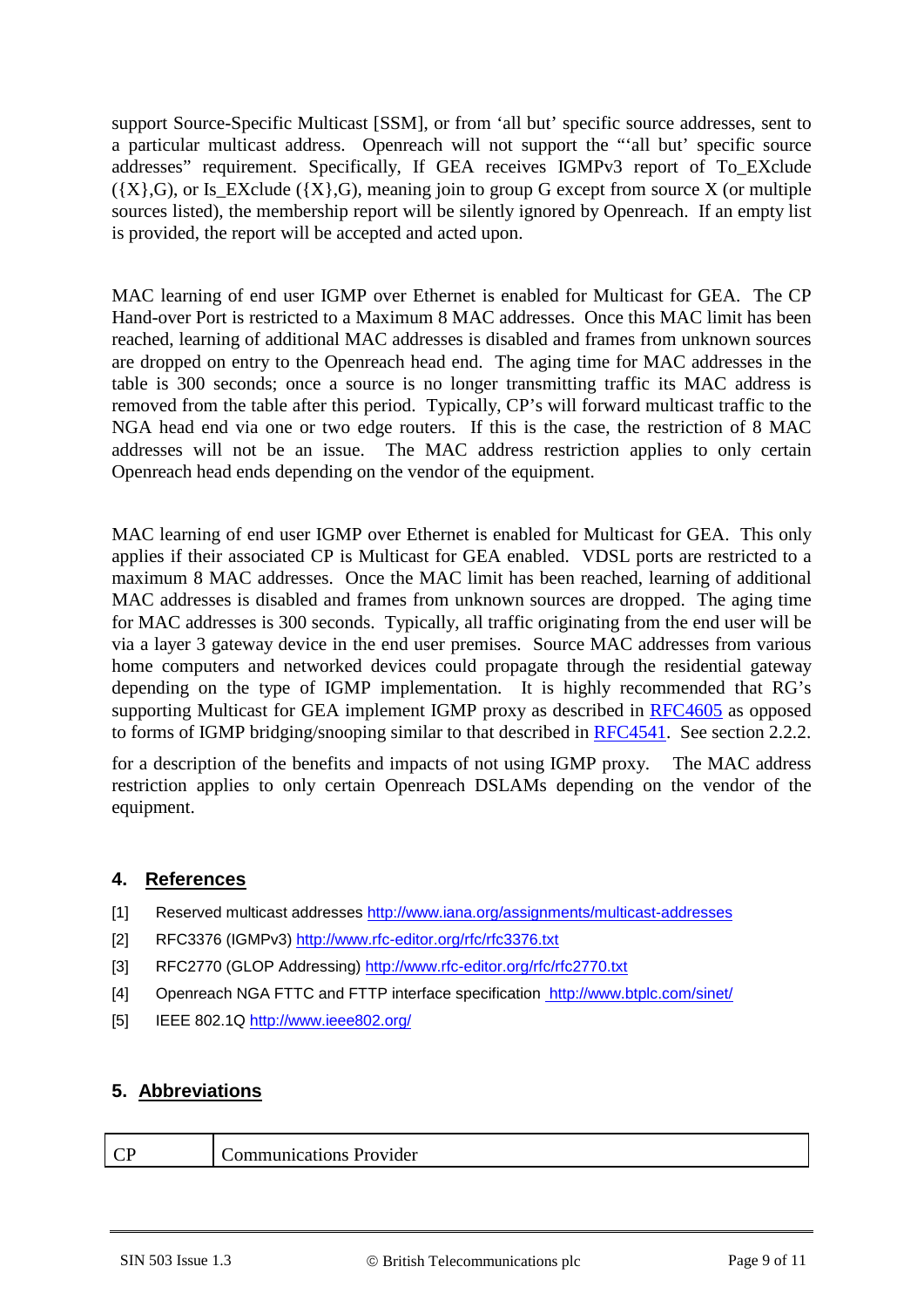support Source-Specific Multicast [SSM], or from 'all but' specific source addresses, sent to a particular multicast address. Openreach will not support the "'all but' specific source addresses" requirement. Specifically, If GEA receives IGMPv3 report of To_EXclude ({X},G), or Is_EXclude ({X},G), meaning join to group G except from source X (or multiple sources listed), the membership report will be silently ignored by Openreach. If an empty list is provided, the report will be accepted and acted upon.

MAC learning of end user IGMP over Ethernet is enabled for Multicast for GEA. The CP Hand-over Port is restricted to a Maximum 8 MAC addresses. Once this MAC limit has been reached, learning of additional MAC addresses is disabled and frames from unknown sources are dropped on entry to the Openreach head end. The aging time for MAC addresses in the table is 300 seconds; once a source is no longer transmitting traffic its MAC address is removed from the table after this period. Typically, CP's will forward multicast traffic to the NGA head end via one or two edge routers. If this is the case, the restriction of 8 MAC addresses will not be an issue. The MAC address restriction applies to only certain Openreach head ends depending on the vendor of the equipment.

MAC learning of end user IGMP over Ethernet is enabled for Multicast for GEA. This only applies if their associated CP is Multicast for GEA enabled. VDSL ports are restricted to a maximum 8 MAC addresses. Once the MAC limit has been reached, learning of additional MAC addresses is disabled and frames from unknown sources are dropped. The aging time for MAC addresses is 300 seconds. Typically, all traffic originating from the end user will be via a layer 3 gateway device in the end user premises. Source MAC addresses from various home computers and networked devices could propagate through the residential gateway depending on the type of IGMP implementation. It is highly recommended that RG's supporting Multicast for GEA implement IGMP proxy as described in RFC4605 as opposed to forms of IGMP bridging/snooping similar to that described in RFC4541. See section 2.2.2.

for a description of the benefits and impacts of not using IGMP proxy. The MAC address restriction applies to only certain Openreach DSLAMs depending on the vendor of the equipment.

## 4. References

[1] Reserved multicast addresses http://www.iana.org/assignments/multicast-addresses

[2] RFC3376 (IGMPv3) http://www.rfc-editor.org/rfc/rfc3376.txt

[3] RFC2770 (GLOP Addressing) http://www.rfc-editor.org/rfc/rfc2770.txt

[4] Openreach NGA FTTC and FTTP interface specification http://www.btplc.com/sinet/

[5] IEEE 802.1Q http://www.ieee802.org/

## 5. Abbreviations

| CP | Communications Provider |
|---|---|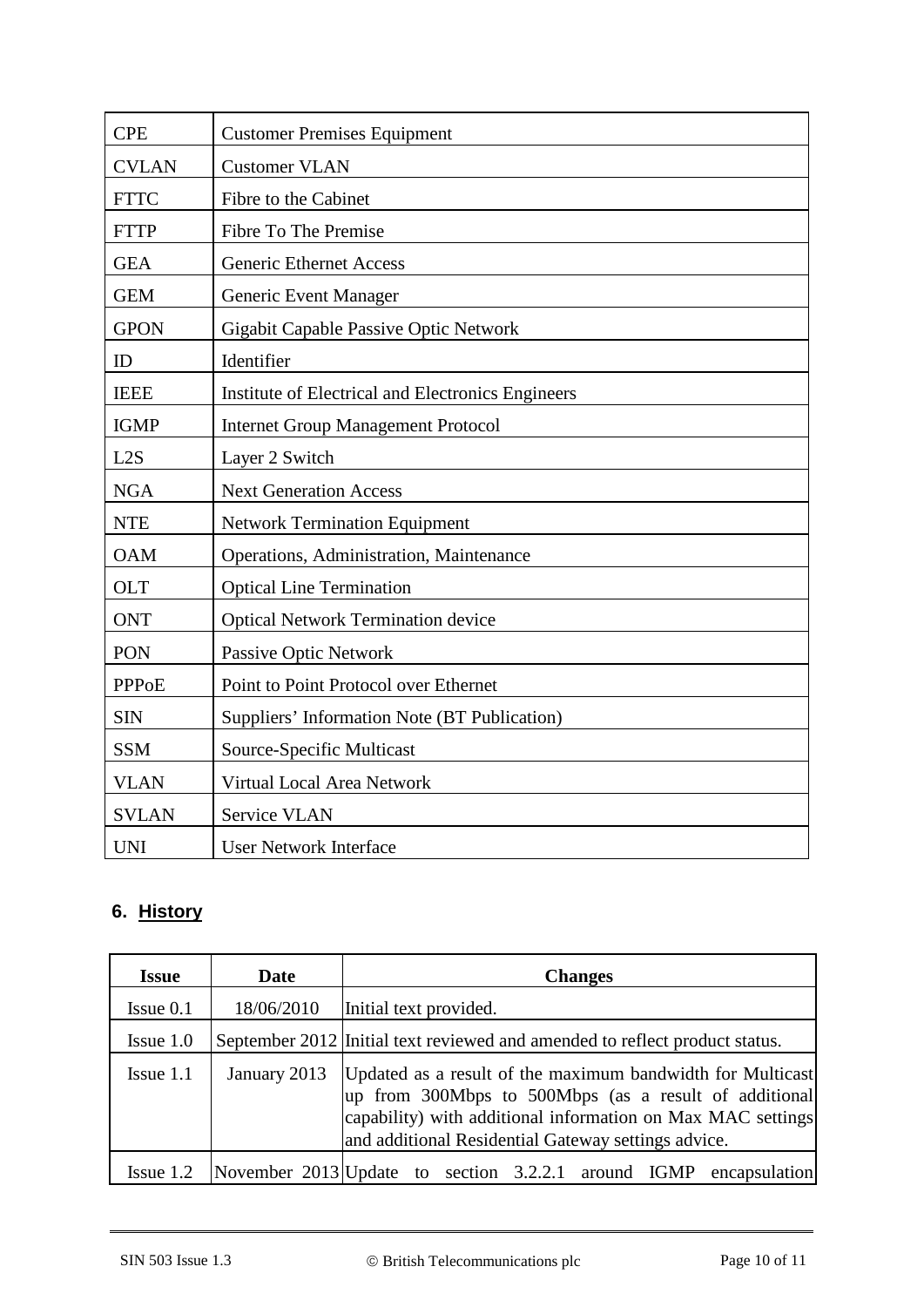| CPE | Customer Premises Equipment |
|---|---|
| CVLAN | Customer VLAN |
| FTTC | Fibre to the Cabinet |
| FTTP | Fibre To The Premise |
| GEA | Generic Ethernet Access |
| GEM | Generic Event Manager |
| GPON | Gigabit Capable Passive Optic Network |
| ID | Identifier |
| IEEE | Institute of Electrical and Electronics Engineers |
| IGMP | Internet Group Management Protocol |
| L2S | Layer 2 Switch |
| NGA | Next Generation Access |
| NTE | Network Termination Equipment |
| OAM | Operations, Administration, Maintenance |
| OLT | Optical Line Termination |
| ONT | Optical Network Termination device |
| PON | Passive Optic Network |
| PPPoE | Point to Point Protocol over Ethernet |
| SIN | Suppliers' Information Note (BT Publication) |
| SSM | Source-Specific Multicast |
| VLAN | Virtual Local Area Network |
| SVLAN | Service VLAN |
| UNI | User Network Interface |

## 6. History

| Issue | Date | Changes |
|---|---|---|
| Issue 0.1 | 18/06/2010 | Initial text provided. |
| Issue 1.0 | September 2012 | Initial text reviewed and amended to reflect product status. |
| Issue 1.1 | January 2013 | Updated as a result of the maximum bandwidth for Multicast up from 300Mbps to 500Mbps (as a result of additional capability) with additional information on Max MAC settings and additional Residential Gateway settings advice. |
| Issue 1.2 | November 2013 | Update to section 3.2.2.1 around IGMP encapsulation |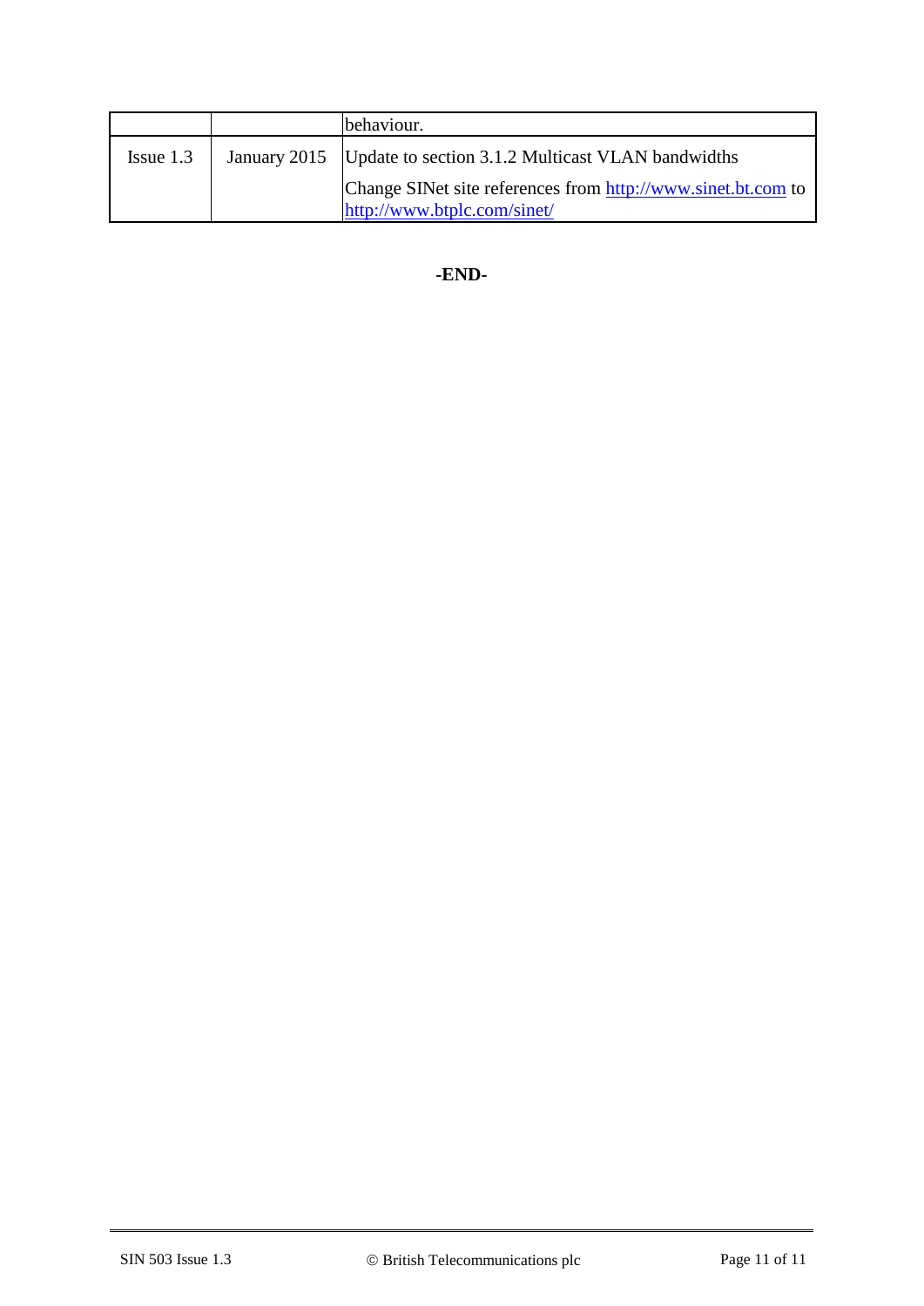| | | |
|---|---|---|
| | | behaviour. |
| Issue 1.3 | January 2015 | Update to section 3.1.2 Multicast VLAN bandwidths<br>Change SINet site references from http://www.sinet.bt.com to http://www.btplc.com/sinet/ |

**-END-**